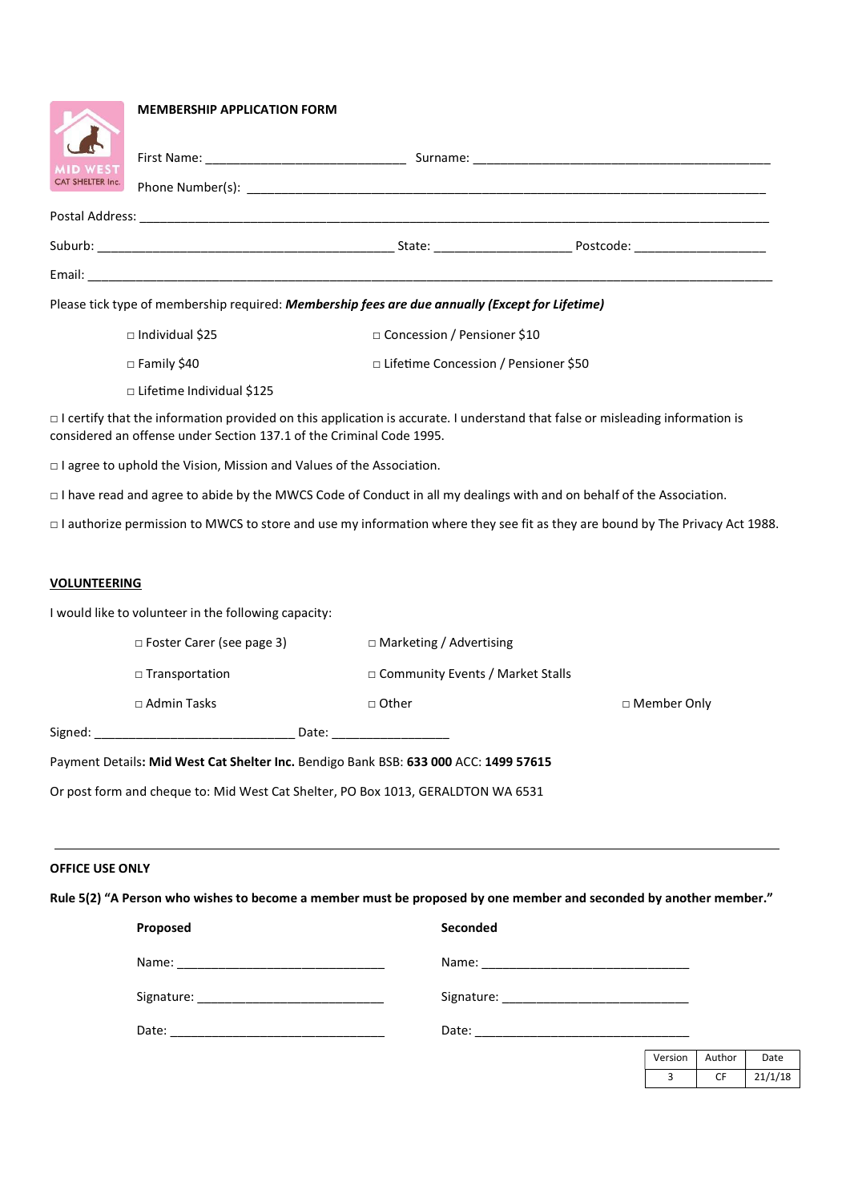**MEMBERSHIP APPLICATION FORM**

First Name: ______________________________ Surname: ____________________________________________

Phone Number(s): ____________________________________________________________________________

Postal Address: ______________________________________________________________________________

Suburb: ____________________________________________ State: ____________________ Postcode: ___________________

Email: _____________________________________________________________________________________

Please tick type of membership required: ***Membership fees are due annually (Except for Lifetime)***

□ Individual $25 □ Concession / Pensioner $10

□ Family $40 □ Lifetime Concession / Pensioner $50

□ Lifetime Individual $125

□ I certify that the information provided on this application is accurate. I understand that false or misleading information is considered an offense under Section 137.1 of the Criminal Code 1995.

□ I agree to uphold the Vision, Mission and Values of the Association.

□ I have read and agree to abide by the MWCS Code of Conduct in all my dealings with and on behalf of the Association.

□ I authorize permission to MWCS to store and use my information where they see fit as they are bound by The Privacy Act 1988.

**VOLUNTEERING**

I would like to volunteer in the following capacity:

□ Foster Carer (see page 3) □ Marketing / Advertising

□ Transportation □ Community Events / Market Stalls

□ Admin Tasks □ Other □ Member Only

Signed: _____________________________ Date: _________________

Payment Details**: Mid West Cat Shelter Inc.** Bendigo Bank BSB: **633 000** ACC: **1499 57615**

Or post form and cheque to: Mid West Cat Shelter, PO Box 1013, GERALDTON WA 6531

---

**OFFICE USE ONLY**

**Rule 5(2) "A Person who wishes to become a member must be proposed by one member and seconded by another member."**

**Proposed**

Name: ______________________________

Signature: ___________________________

Date: _______________________________

**Seconded**

Name: ______________________________

Signature: ___________________________

Date: _______________________________

| Version | Author | Date |
|---|---|---|
| 3 | CF | 21/1/18 |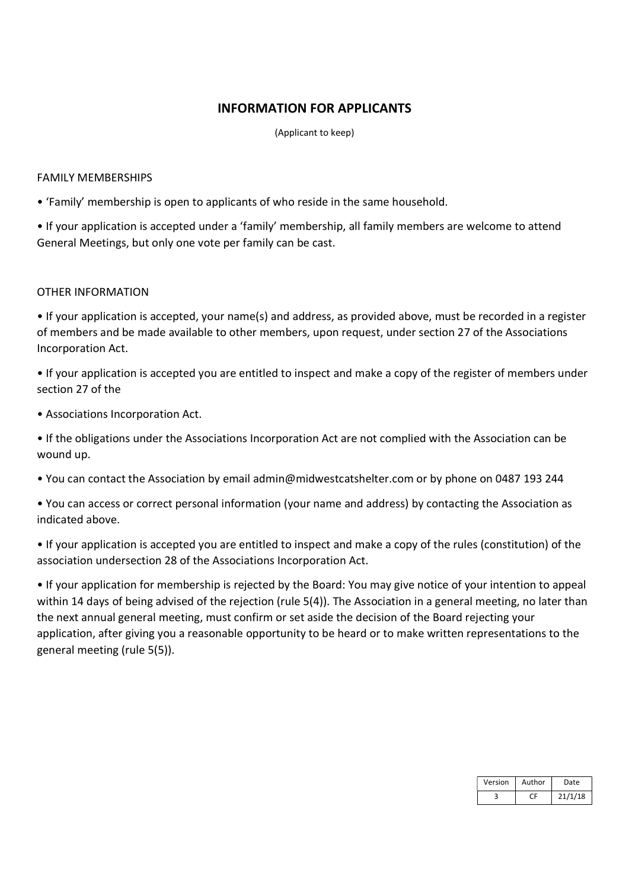## INFORMATION FOR APPLICANTS

(Applicant to keep)

FAMILY MEMBERSHIPS

- 'Family' membership is open to applicants of who reside in the same household.
- If your application is accepted under a 'family' membership, all family members are welcome to attend General Meetings, but only one vote per family can be cast.

OTHER INFORMATION

- If your application is accepted, your name(s) and address, as provided above, must be recorded in a register of members and be made available to other members, upon request, under section 27 of the Associations Incorporation Act.
- If your application is accepted you are entitled to inspect and make a copy of the register of members under section 27 of the
- Associations Incorporation Act.
- If the obligations under the Associations Incorporation Act are not complied with the Association can be wound up.
- You can contact the Association by email admin@midwestcatshelter.com or by phone on 0487 193 244
- You can access or correct personal information (your name and address) by contacting the Association as indicated above.
- If your application is accepted you are entitled to inspect and make a copy of the rules (constitution) of the association undersection 28 of the Associations Incorporation Act.
- If your application for membership is rejected by the Board: You may give notice of your intention to appeal within 14 days of being advised of the rejection (rule 5(4)). The Association in a general meeting, no later than the next annual general meeting, must confirm or set aside the decision of the Board rejecting your application, after giving you a reasonable opportunity to be heard or to make written representations to the general meeting (rule 5(5)).

| Version | Author | Date |
| --- | --- | --- |
| 3 | CF | 21/1/18 |